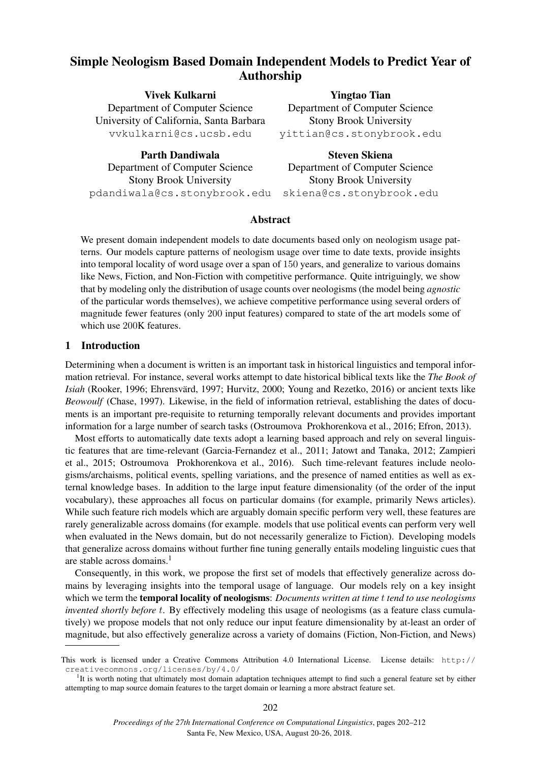# Simple Neologism Based Domain Independent Models to Predict Year of Authorship

**Vivek Kulkarni**
Department of Computer Science
University of California, Santa Barbara
vvkulkarni@cs.ucsb.edu

**Yingtao Tian**
Department of Computer Science
Stony Brook University
yittian@cs.stonybrook.edu

**Parth Dandiwala**
Department of Computer Science
Stony Brook University
pdandiwala@cs.stonybrook.edu

**Steven Skiena**
Department of Computer Science
Stony Brook University
skiena@cs.stonybrook.edu

## Abstract

We present domain independent models to date documents based only on neologism usage patterns. Our models capture patterns of neologism usage over time to date texts, provide insights into temporal locality of word usage over a span of 150 years, and generalize to various domains like News, Fiction, and Non-Fiction with competitive performance. Quite intriguingly, we show that by modeling only the distribution of usage counts over neologisms (the model being *agnostic* of the particular words themselves), we achieve competitive performance using several orders of magnitude fewer features (only 200 input features) compared to state of the art models some of which use 200K features.

## 1 Introduction

Determining when a document is written is an important task in historical linguistics and temporal information retrieval. For instance, several works attempt to date historical biblical texts like the *The Book of Isiah* (Rooker, 1996; Ehrensvärd, 1997; Hurvitz, 2000; Young and Rezetko, 2016) or ancient texts like *Beowoulf* (Chase, 1997). Likewise, in the field of information retrieval, establishing the dates of documents is an important pre-requisite to returning temporally relevant documents and provides important information for a large number of search tasks (Ostroumova Prokhorenkova et al., 2016; Efron, 2013).

Most efforts to automatically date texts adopt a learning based approach and rely on several linguistic features that are time-relevant (Garcia-Fernandez et al., 2011; Jatowt and Tanaka, 2012; Zampieri et al., 2015; Ostroumova Prokhorenkova et al., 2016). Such time-relevant features include neologisms/archaisms, political events, spelling variations, and the presence of named entities as well as external knowledge bases. In addition to the large input feature dimensionality (of the order of the input vocabulary), these approaches all focus on particular domains (for example, primarily News articles). While such feature rich models which are arguably domain specific perform very well, these features are rarely generalizable across domains (for example. models that use political events can perform very well when evaluated in the News domain, but do not necessarily generalize to Fiction). Developing models that generalize across domains without further fine tuning generally entails modeling linguistic cues that are stable across domains.[1]

Consequently, in this work, we propose the first set of models that effectively generalize across domains by leveraging insights into the temporal usage of language. Our models rely on a key insight which we term the **temporal locality of neologisms**: *Documents written at time $t$ tend to use neologisms invented shortly before $t$.* By effectively modeling this usage of neologisms (as a feature class cumulatively) we propose models that not only reduce our input feature dimensionality by at-least an order of magnitude, but also effectively generalize across a variety of domains (Fiction, Non-Fiction, and News)

This work is licensed under a Creative Commons Attribution 4.0 International License. License details: http://creativecommons.org/licenses/by/4.0/

[1] It is worth noting that ultimately most domain adaptation techniques attempt to find such a general feature set by either attempting to map source domain features to the target domain or learning a more abstract feature set.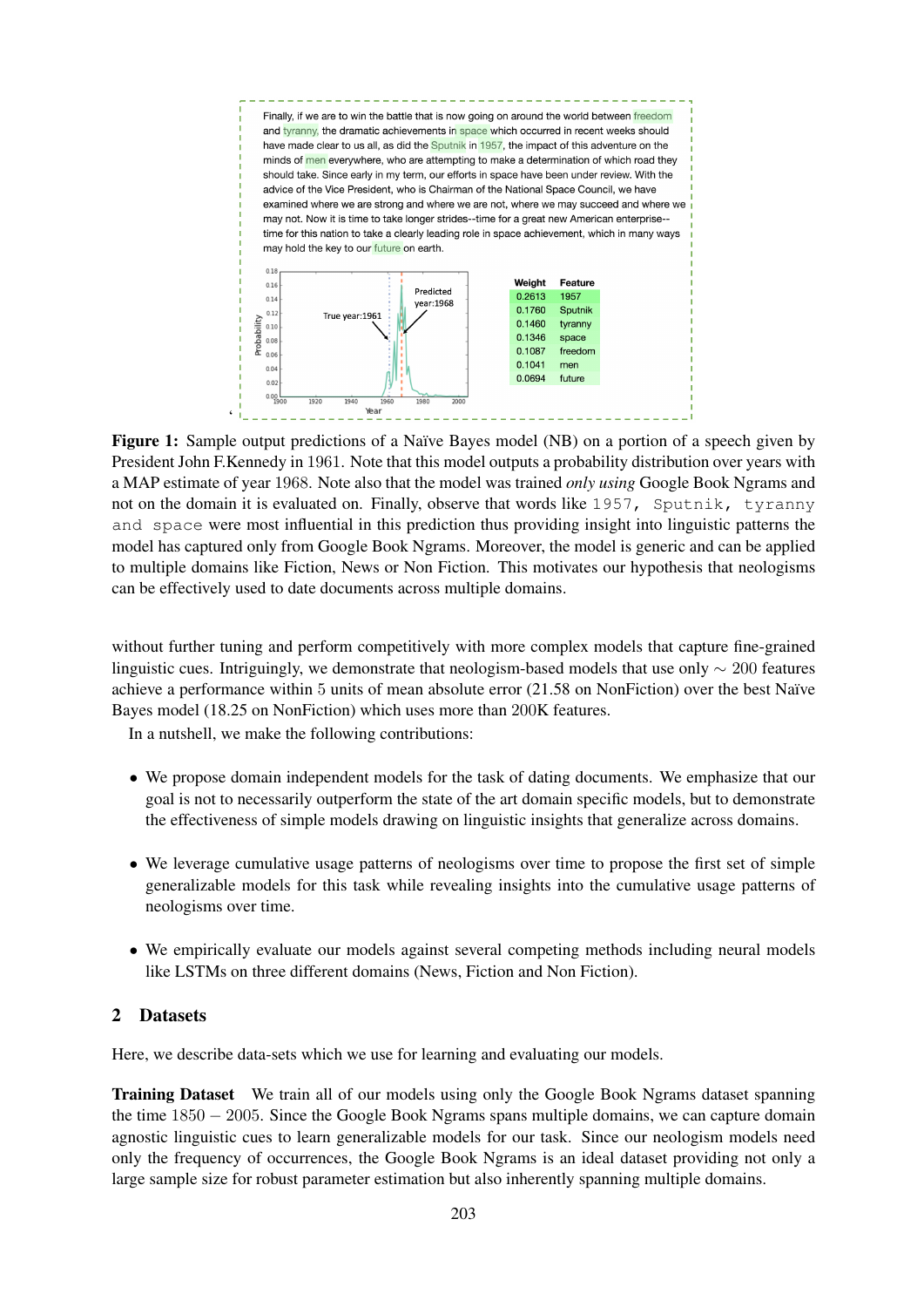Finally, if we are to win the battle that is now going on around the world between freedom and tyranny, the dramatic achievements in space which occurred in recent weeks should have made clear to us all, as did the Sputnik in 1957, the impact of this adventure on the minds of men everywhere, who are attempting to make a determination of which road they should take. Since early in my term, our efforts in space have been under review. With the advice of the Vice President, who is Chairman of the National Space Council, we have examined where we are strong and where we are not, where we may succeed and where we may not. Now it is time to take longer strides--time for a great new American enterprise--time for this nation to take a clearly leading role in space achievement, which in many ways may hold the key to our future on earth.

| Weight | Feature |
|---|---|
| 0.2613 | 1957 |
| 0.1760 | Sputnik |
| 0.1460 | tyranny |
| 0.1346 | space |
| 0.1087 | freedom |
| 0.1041 | men |
| 0.0694 | future |

**Figure 1:** Sample output predictions of a Naïve Bayes model (NB) on a portion of a speech given by President John F.Kennedy in 1961. Note that this model outputs a probability distribution over years with a MAP estimate of year 1968. Note also that the model was trained *only using* Google Book Ngrams and not on the domain it is evaluated on. Finally, observe that words like `1957, Sputnik, tyranny and space` were most influential in this prediction thus providing insight into linguistic patterns the model has captured only from Google Book Ngrams. Moreover, the model is generic and can be applied to multiple domains like Fiction, News or Non Fiction. This motivates our hypothesis that neologisms can be effectively used to date documents across multiple domains.

without further tuning and perform competitively with more complex models that capture fine-grained linguistic cues. Intriguingly, we demonstrate that neologism-based models that use only $\sim 200$ features achieve a performance within 5 units of mean absolute error (21.58 on NonFiction) over the best Naïve Bayes model (18.25 on NonFiction) which uses more than 200K features.

In a nutshell, we make the following contributions:

- We propose domain independent models for the task of dating documents. We emphasize that our goal is not to necessarily outperform the state of the art domain specific models, but to demonstrate the effectiveness of simple models drawing on linguistic insights that generalize across domains.
- We leverage cumulative usage patterns of neologisms over time to propose the first set of simple generalizable models for this task while revealing insights into the cumulative usage patterns of neologisms over time.
- We empirically evaluate our models against several competing methods including neural models like LSTMs on three different domains (News, Fiction and Non Fiction).

## 2 Datasets

Here, we describe data-sets which we use for learning and evaluating our models.

**Training Dataset** We train all of our models using only the Google Book Ngrams dataset spanning the time $1850 - 2005$. Since the Google Book Ngrams spans multiple domains, we can capture domain agnostic linguistic cues to learn generalizable models for our task. Since our neologism models need only the frequency of occurrences, the Google Book Ngrams is an ideal dataset providing not only a large sample size for robust parameter estimation but also inherently spanning multiple domains.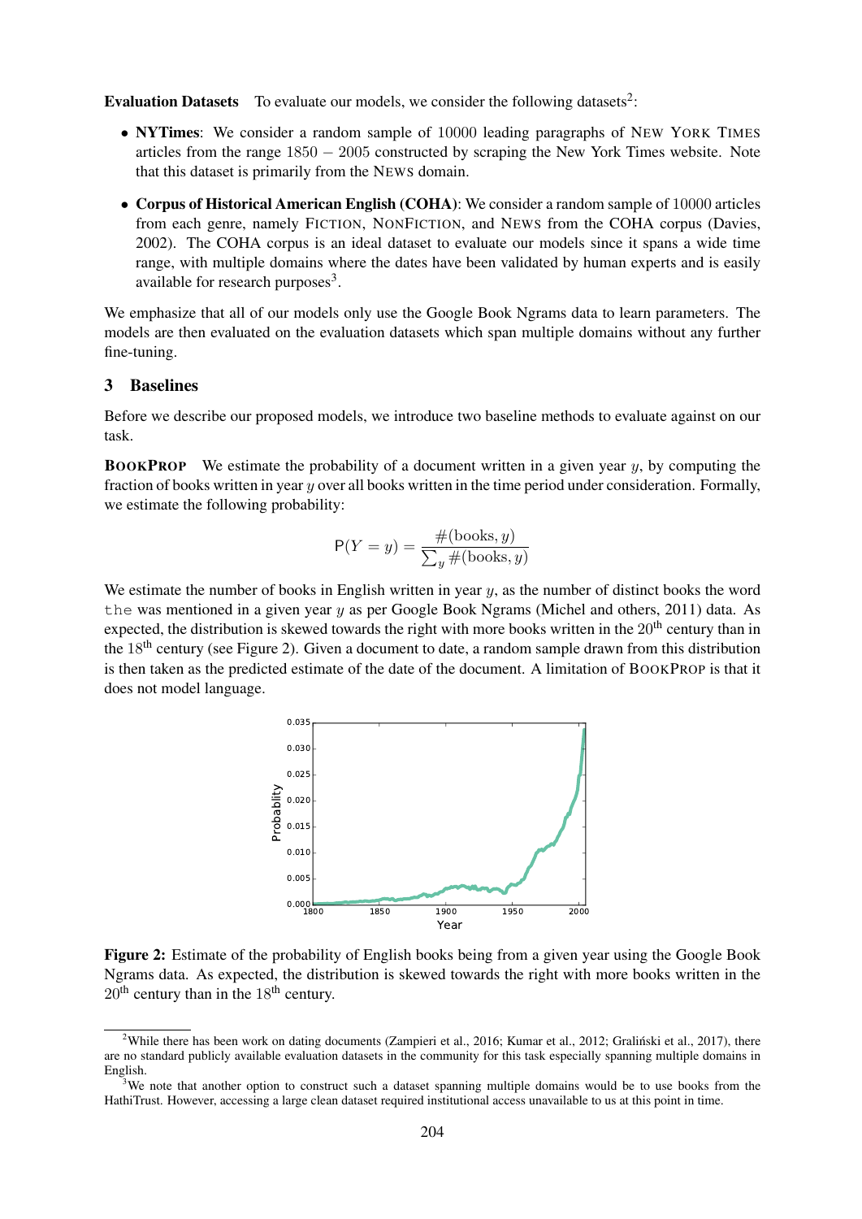**Evaluation Datasets** To evaluate our models, we consider the following datasets[2]:

- **NYTimes**: We consider a random sample of 10000 leading paragraphs of NEW YORK TIMES articles from the range $1850 - 2005$ constructed by scraping the New York Times website. Note that this dataset is primarily from the NEWS domain.
- **Corpus of Historical American English (COHA)**: We consider a random sample of 10000 articles from each genre, namely FICTION, NONFICTION, and NEWS from the COHA corpus (Davies, 2002). The COHA corpus is an ideal dataset to evaluate our models since it spans a wide time range, with multiple domains where the dates have been validated by human experts and is easily available for research purposes[3].

We emphasize that all of our models only use the Google Book Ngrams data to learn parameters. The models are then evaluated on the evaluation datasets which span multiple domains without any further fine-tuning.

## 3 Baselines

Before we describe our proposed models, we introduce two baseline methods to evaluate against on our task.

**BOOKPROP** We estimate the probability of a document written in a given year $y$, by computing the fraction of books written in year $y$ over all books written in the time period under consideration. Formally, we estimate the following probability:

$$\mathsf{P}(Y = y) = \frac{\#(\text{books}, y)}{\sum_y \#(\text{books}, y)}$$

We estimate the number of books in English written in year $y$, as the number of distinct books the word `the` was mentioned in a given year $y$ as per Google Book Ngrams (Michel and others, 2011) data. As expected, the distribution is skewed towards the right with more books written in the 20th century than in the 18th century (see Figure 2). Given a document to date, a random sample drawn from this distribution is then taken as the predicted estimate of the date of the document. A limitation of BOOKPROP is that it does not model language.

**Figure 2:** Estimate of the probability of English books being from a given year using the Google Book Ngrams data. As expected, the distribution is skewed towards the right with more books written in the 20th century than in the 18th century.

[2] While there has been work on dating documents (Zampieri et al., 2016; Kumar et al., 2012; Graliński et al., 2017), there are no standard publicly available evaluation datasets in the community for this task especially spanning multiple domains in English.

[3] We note that another option to construct such a dataset spanning multiple domains would be to use books from the HathiTrust. However, accessing a large clean dataset required institutional access unavailable to us at this point in time.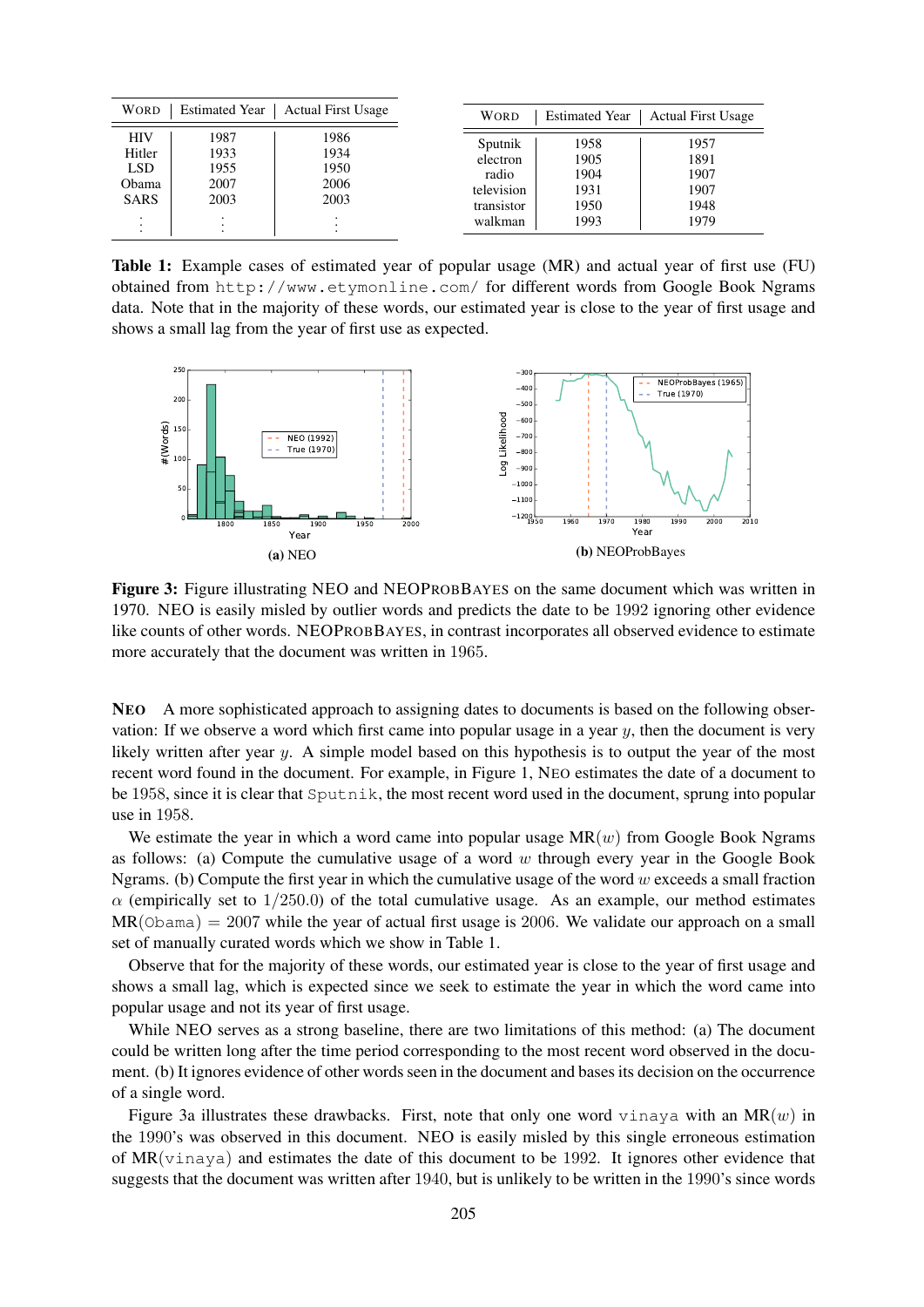| Word | Estimated Year | Actual First Usage |
|---|---|---|
| HIV | 1987 | 1986 |
| Hitler | 1933 | 1934 |
| LSD | 1955 | 1950 |
| Obama | 2007 | 2006 |
| SARS | 2003 | 2003 |
| ⋮ | ⋮ | ⋮ |

| Word | Estimated Year | Actual First Usage |
|---|---|---|
| Sputnik | 1958 | 1957 |
| electron | 1905 | 1891 |
| radio | 1904 | 1907 |
| television | 1931 | 1907 |
| transistor | 1950 | 1948 |
| walkman | 1993 | 1979 |

**Table 1:** Example cases of estimated year of popular usage (MR) and actual year of first use (FU) obtained from `http://www.etymonline.com/` for different words from Google Book Ngrams data. Note that in the majority of these words, our estimated year is close to the year of first usage and shows a small lag from the year of first use as expected.

(a) NEO

(b) NEOProbBayes

**Figure 3:** Figure illustrating NEO and NEOProbBayes on the same document which was written in 1970. NEO is easily misled by outlier words and predicts the date to be 1992 ignoring other evidence like counts of other words. NEOProbBayes, in contrast incorporates all observed evidence to estimate more accurately that the document was written in 1965.

**Neo** A more sophisticated approach to assigning dates to documents is based on the following observation: If we observe a word which first came into popular usage in a year $y$, then the document is very likely written after year $y$. A simple model based on this hypothesis is to output the year of the most recent word found in the document. For example, in Figure 1, Neo estimates the date of a document to be 1958, since it is clear that `Sputnik`, the most recent word used in the document, sprung into popular use in 1958.

We estimate the year in which a word came into popular usage $\text{MR}(w)$ from Google Book Ngrams as follows: (a) Compute the cumulative usage of a word $w$ through every year in the Google Book Ngrams. (b) Compute the first year in which the cumulative usage of the word $w$ exceeds a small fraction $\alpha$ (empirically set to $1/250.0$) of the total cumulative usage. As an example, our method estimates $\text{MR}(\texttt{Obama}) = 2007$ while the year of actual first usage is 2006. We validate our approach on a small set of manually curated words which we show in Table 1.

Observe that for the majority of these words, our estimated year is close to the year of first usage and shows a small lag, which is expected since we seek to estimate the year in which the word came into popular usage and not its year of first usage.

While NEO serves as a strong baseline, there are two limitations of this method: (a) The document could be written long after the time period corresponding to the most recent word observed in the document. (b) It ignores evidence of other words seen in the document and bases its decision on the occurrence of a single word.

Figure 3a illustrates these drawbacks. First, note that only one word `vinaya` with an $\text{MR}(w)$ in the 1990's was observed in this document. NEO is easily misled by this single erroneous estimation of $\text{MR}(\texttt{vinaya})$ and estimates the date of this document to be 1992. It ignores other evidence that suggests that the document was written after 1940, but is unlikely to be written in the 1990's since words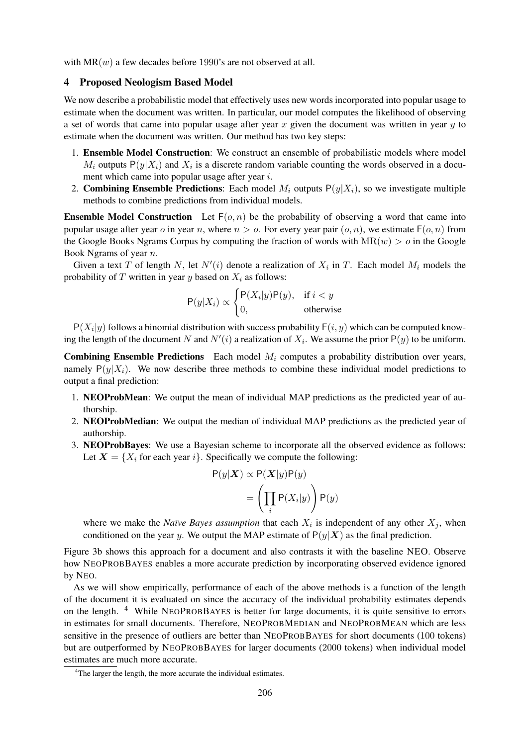with $\text{MR}(w)$ a few decades before 1990's are not observed at all.

## 4 Proposed Neologism Based Model

We now describe a probabilistic model that effectively uses new words incorporated into popular usage to estimate when the document was written. In particular, our model computes the likelihood of observing a set of words that came into popular usage after year $x$ given the document was written in year $y$ to estimate when the document was written. Our method has two key steps:

1. **Ensemble Model Construction**: We construct an ensemble of probabilistic models where model $M_i$ outputs $\mathsf{P}(y|X_i)$ and $X_i$ is a discrete random variable counting the words observed in a document which came into popular usage after year $i$.
2. **Combining Ensemble Predictions**: Each model $M_i$ outputs $\mathsf{P}(y|X_i)$, so we investigate multiple methods to combine predictions from individual models.

**Ensemble Model Construction** Let $\mathsf{F}(o, n)$ be the probability of observing a word that came into popular usage after year $o$ in year $n$, where $n > o$. For every year pair $(o, n)$, we estimate $\mathsf{F}(o, n)$ from the Google Books Ngrams Corpus by computing the fraction of words with $\text{MR}(w) > o$ in the Google Book Ngrams of year $n$.

Given a text $T$ of length $N$, let $N'(i)$ denote a realization of $X_i$ in $T$. Each model $M_i$ models the probability of $T$ written in year $y$ based on $X_i$ as follows:

$$\mathsf{P}(y|X_i) \propto \begin{cases} \mathsf{P}(X_i|y)\mathsf{P}(y), & \text{if } i < y \\ 0, & \text{otherwise} \end{cases}$$

$\mathsf{P}(X_i|y)$ follows a binomial distribution with success probability $\mathsf{F}(i, y)$ which can be computed knowing the length of the document $N$ and $N'(i)$ a realization of $X_i$. We assume the prior $\mathsf{P}(y)$ to be uniform.

**Combining Ensemble Predictions** Each model $M_i$ computes a probability distribution over years, namely $\mathsf{P}(y|X_i)$. We now describe three methods to combine these individual model predictions to output a final prediction:

1. **NEOProbMean**: We output the mean of individual MAP predictions as the predicted year of authorship.
2. **NEOProbMedian**: We output the median of individual MAP predictions as the predicted year of authorship.
3. **NEOProbBayes**: We use a Bayesian scheme to incorporate all the observed evidence as follows: Let $\boldsymbol{X} = \{X_i \text{ for each year } i\}$. Specifically we compute the following:

$$\begin{aligned} \mathsf{P}(y|\boldsymbol{X}) &\propto \mathsf{P}(\boldsymbol{X}|y)\mathsf{P}(y) \\ &= \left( \prod_i \mathsf{P}(X_i|y) \right) \mathsf{P}(y) \end{aligned}$$

   where we make the *Naïve Bayes assumption* that each $X_i$ is independent of any other $X_j$, when conditioned on the year $y$. We output the MAP estimate of $\mathsf{P}(y|\boldsymbol{X})$ as the final prediction.

Figure 3b shows this approach for a document and also contrasts it with the baseline NEO. Observe how NEOPROBBAYES enables a more accurate prediction by incorporating observed evidence ignored by NEO.

As we will show empirically, performance of each of the above methods is a function of the length of the document it is evaluated on since the accuracy of the individual probability estimates depends on the length. [4] While NEOPROBBAYES is better for large documents, it is quite sensitive to errors in estimates for small documents. Therefore, NEOPROBMEDIAN and NEOPROBMEAN which are less sensitive in the presence of outliers are better than NEOPROBBAYES for short documents (100 tokens) but are outperformed by NEOPROBBAYES for larger documents (2000 tokens) when individual model estimates are much more accurate.

[4] The larger the length, the more accurate the individual estimates.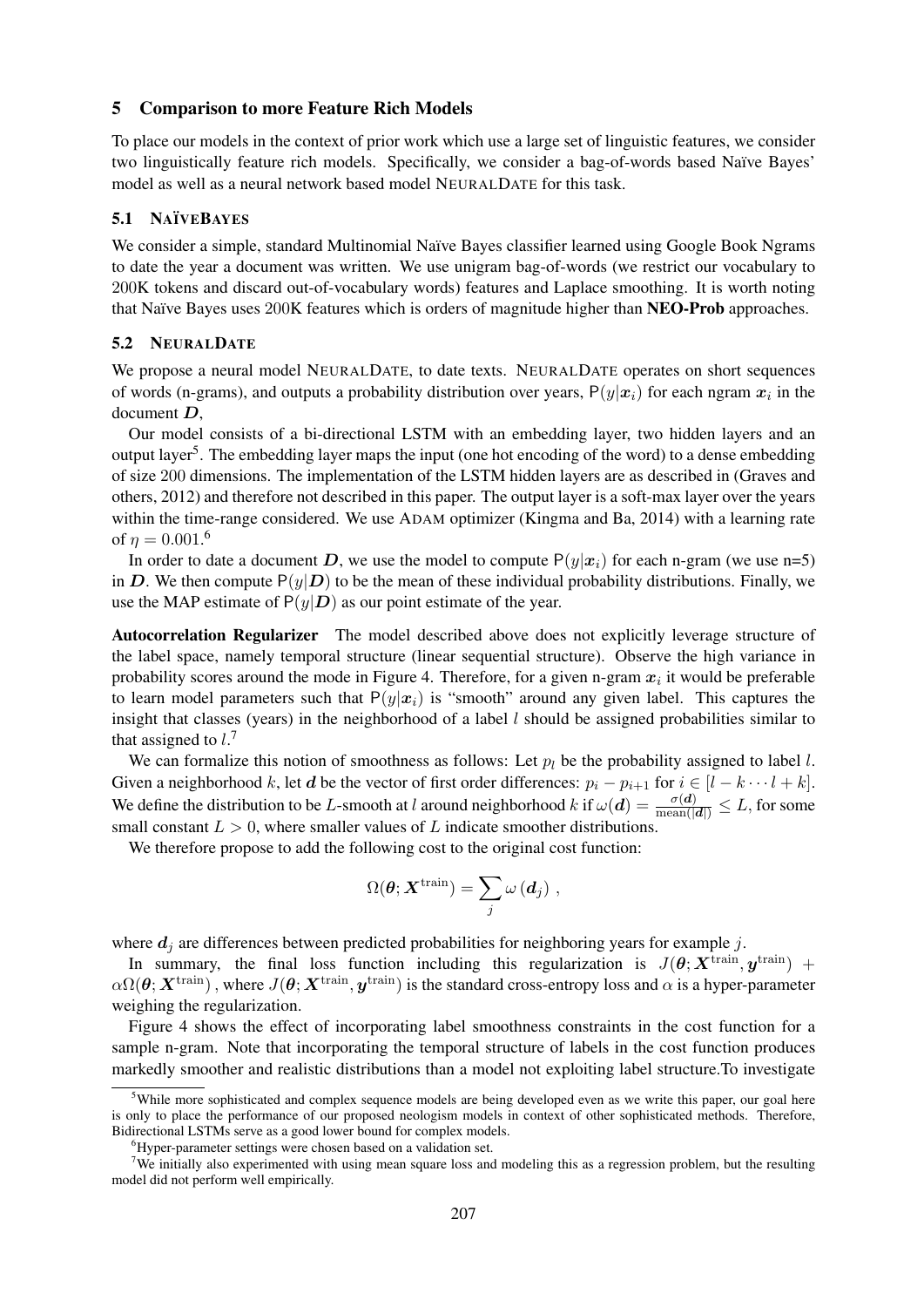## 5 Comparison to more Feature Rich Models

To place our models in the context of prior work which use a large set of linguistic features, we consider two linguistically feature rich models. Specifically, we consider a bag-of-words based Naïve Bayes' model as well as a neural network based model NEURALDATE for this task.

### 5.1 NAÏVEBAYES

We consider a simple, standard Multinomial Naïve Bayes classifier learned using Google Book Ngrams to date the year a document was written. We use unigram bag-of-words (we restrict our vocabulary to 200K tokens and discard out-of-vocabulary words) features and Laplace smoothing. It is worth noting that Naïve Bayes uses 200K features which is orders of magnitude higher than **NEO-Prob** approaches.

### 5.2 NEURALDATE

We propose a neural model NEURALDATE, to date texts. NEURALDATE operates on short sequences of words (n-grams), and outputs a probability distribution over years, $\mathsf{P}(y|\boldsymbol{x}_i)$ for each ngram $\boldsymbol{x}_i$ in the document $\boldsymbol{D}$,

Our model consists of a bi-directional LSTM with an embedding layer, two hidden layers and an output layer[5]. The embedding layer maps the input (one hot encoding of the word) to a dense embedding of size 200 dimensions. The implementation of the LSTM hidden layers are as described in (Graves and others, 2012) and therefore not described in this paper. The output layer is a soft-max layer over the years within the time-range considered. We use ADAM optimizer (Kingma and Ba, 2014) with a learning rate of $\eta = 0.001$.[6]

In order to date a document $\boldsymbol{D}$, we use the model to compute $\mathsf{P}(y|\boldsymbol{x}_i)$ for each n-gram (we use n=5) in $\boldsymbol{D}$. We then compute $\mathsf{P}(y|\boldsymbol{D})$ to be the mean of these individual probability distributions. Finally, we use the MAP estimate of $\mathsf{P}(y|\boldsymbol{D})$ as our point estimate of the year.

**Autocorrelation Regularizer** The model described above does not explicitly leverage structure of the label space, namely temporal structure (linear sequential structure). Observe the high variance in probability scores around the mode in Figure 4. Therefore, for a given n-gram $\boldsymbol{x}_i$ it would be preferable to learn model parameters such that $\mathsf{P}(y|\boldsymbol{x}_i)$ is "smooth" around any given label. This captures the insight that classes (years) in the neighborhood of a label $l$ should be assigned probabilities similar to that assigned to $l$.[7]

We can formalize this notion of smoothness as follows: Let $p_l$ be the probability assigned to label $l$. Given a neighborhood $k$, let $\boldsymbol{d}$ be the vector of first order differences: $p_i - p_{i+1}$ for $i \in [l-k \cdots l+k]$. We define the distribution to be $L$-smooth at $l$ around neighborhood $k$ if $\omega(\boldsymbol{d}) = \frac{\sigma(\boldsymbol{d})}{\mathrm{mean}(|\boldsymbol{d}|)} \leq L$, for some small constant $L > 0$, where smaller values of $L$ indicate smoother distributions.

We therefore propose to add the following cost to the original cost function:

$$\Omega(\boldsymbol{\theta}; \boldsymbol{X}^{\mathrm{train}}) = \sum_j \omega\left(\boldsymbol{d}_j\right),$$

where $\boldsymbol{d}_j$ are differences between predicted probabilities for neighboring years for example $j$.

In summary, the final loss function including this regularization is $J(\boldsymbol{\theta}; \boldsymbol{X}^{\mathrm{train}}, \boldsymbol{y}^{\mathrm{train}}) + \alpha\Omega(\boldsymbol{\theta}; \boldsymbol{X}^{\mathrm{train}})$, where $J(\boldsymbol{\theta}; \boldsymbol{X}^{\mathrm{train}}, \boldsymbol{y}^{\mathrm{train}})$ is the standard cross-entropy loss and $\alpha$ is a hyper-parameter weighing the regularization.

Figure 4 shows the effect of incorporating label smoothness constraints in the cost function for a sample n-gram. Note that incorporating the temporal structure of labels in the cost function produces markedly smoother and realistic distributions than a model not exploiting label structure.To investigate

---

[5] While more sophisticated and complex sequence models are being developed even as we write this paper, our goal here is only to place the performance of our proposed neologism models in context of other sophisticated methods. Therefore, Bidirectional LSTMs serve as a good lower bound for complex models.

[6] Hyper-parameter settings were chosen based on a validation set.

[7] We initially also experimented with using mean square loss and modeling this as a regression problem, but the resulting model did not perform well empirically.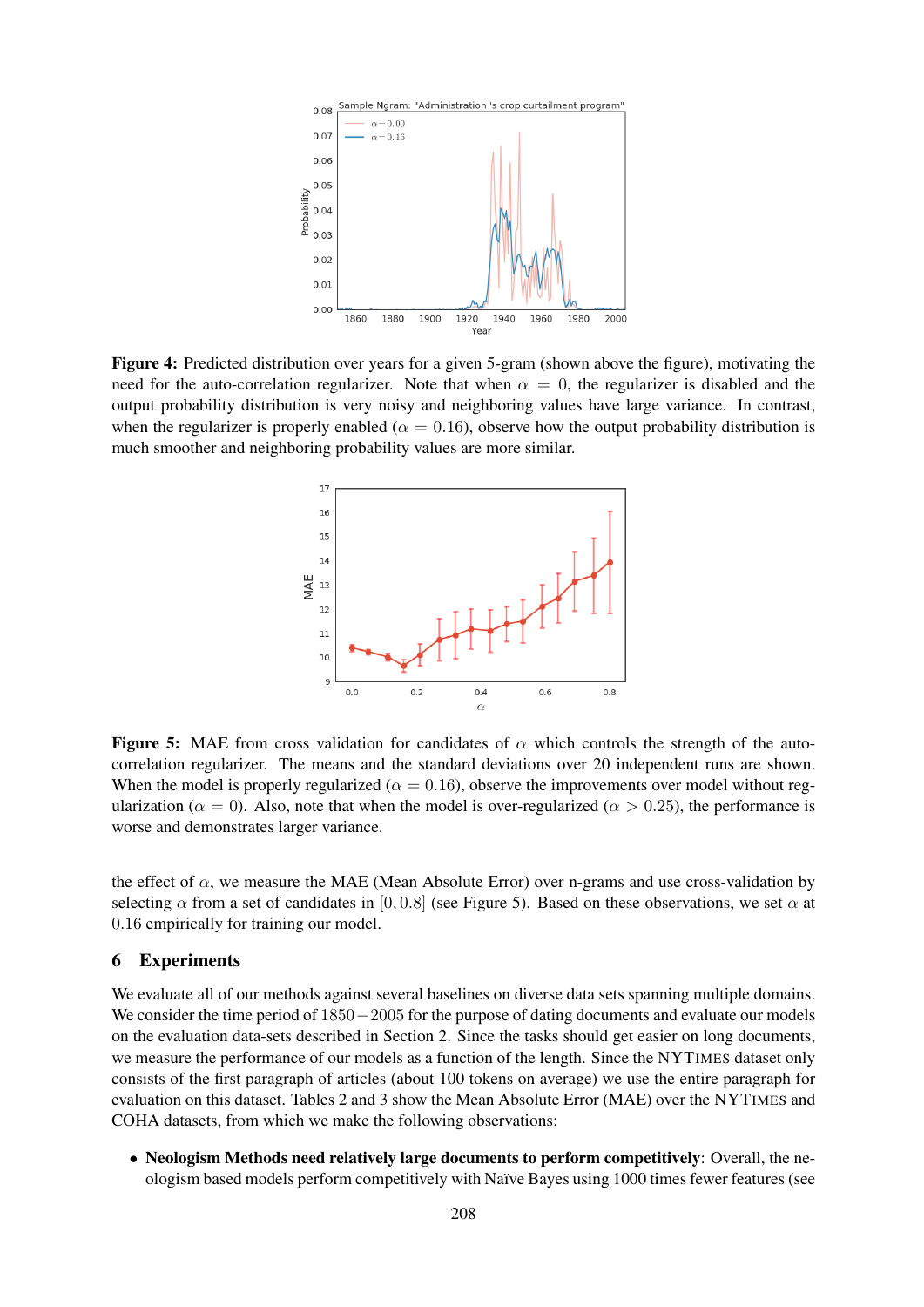**Figure 4:** Predicted distribution over years for a given 5-gram (shown above the figure), motivating the need for the auto-correlation regularizer. Note that when $\alpha = 0$, the regularizer is disabled and the output probability distribution is very noisy and neighboring values have large variance. In contrast, when the regularizer is properly enabled ($\alpha = 0.16$), observe how the output probability distribution is much smoother and neighboring probability values are more similar.

**Figure 5:** MAE from cross validation for candidates of $\alpha$ which controls the strength of the auto-correlation regularizer. The means and the standard deviations over 20 independent runs are shown. When the model is properly regularized ($\alpha = 0.16$), observe the improvements over model without regularization ($\alpha = 0$). Also, note that when the model is over-regularized ($\alpha > 0.25$), the performance is worse and demonstrates larger variance.

the effect of $\alpha$, we measure the MAE (Mean Absolute Error) over n-grams and use cross-validation by selecting $\alpha$ from a set of candidates in $[0, 0.8]$ (see Figure 5). Based on these observations, we set $\alpha$ at $0.16$ empirically for training our model.

## 6 Experiments

We evaluate all of our methods against several baselines on diverse data sets spanning multiple domains. We consider the time period of $1850 - 2005$ for the purpose of dating documents and evaluate our models on the evaluation data-sets described in Section 2. Since the tasks should get easier on long documents, we measure the performance of our models as a function of the length. Since the NYTIMES dataset only consists of the first paragraph of articles (about 100 tokens on average) we use the entire paragraph for evaluation on this dataset. Tables 2 and 3 show the Mean Absolute Error (MAE) over the NYTIMES and COHA datasets, from which we make the following observations:

- **Neologism Methods need relatively large documents to perform competitively**: Overall, the neologism based models perform competitively with Naïve Bayes using 1000 times fewer features (see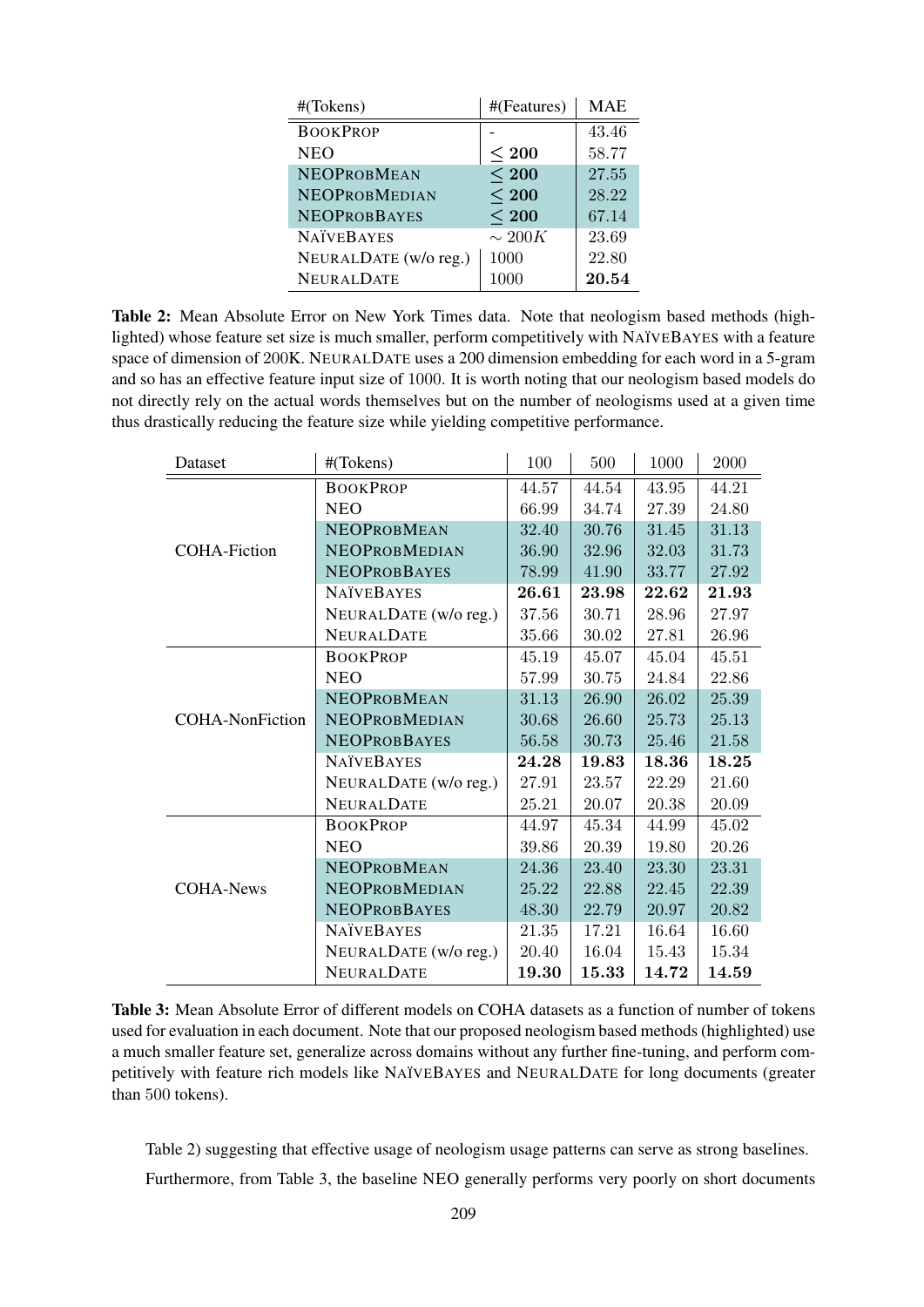| #(Tokens) | #(Features) | MAE |
|---|---|---|
| BookProp | - | 43.46 |
| NEO | $\leq$ **200** | 58.77 |
| NEOProbMean | $\leq$ **200** | 27.55 |
| NEOProbMedian | $\leq$ **200** | 28.22 |
| NEOProbBayes | $\leq$ **200** | 67.14 |
| NaïveBayes | $\sim 200K$ | 23.69 |
| NeuralDate (w/o reg.) | 1000 | 22.80 |
| NeuralDate | 1000 | **20.54** |

**Table 2:** Mean Absolute Error on New York Times data. Note that neologism based methods (highlighted) whose feature set size is much smaller, perform competitively with NaïveBayes with a feature space of dimension of 200K. NeuralDate uses a 200 dimension embedding for each word in a 5-gram and so has an effective feature input size of 1000. It is worth noting that our neologism based models do not directly rely on the actual words themselves but on the number of neologisms used at a given time thus drastically reducing the feature size while yielding competitive performance.

| Dataset | #(Tokens) | 100 | 500 | 1000 | 2000 |
|---|---|---|---|---|---|
| COHA-Fiction | BookProp | 44.57 | 44.54 | 43.95 | 44.21 |
| | NEO | 66.99 | 34.74 | 27.39 | 24.80 |
| | NEOProbMean | 32.40 | 30.76 | 31.45 | 31.13 |
| | NEOProbMedian | 36.90 | 32.96 | 32.03 | 31.73 |
| | NEOProbBayes | 78.99 | 41.90 | 33.77 | 27.92 |
| | NaïveBayes | **26.61** | **23.98** | **22.62** | **21.93** |
| | NeuralDate (w/o reg.) | 37.56 | 30.71 | 28.96 | 27.97 |
| | NeuralDate | 35.66 | 30.02 | 27.81 | 26.96 |
| COHA-NonFiction | BookProp | 45.19 | 45.07 | 45.04 | 45.51 |
| | NEO | 57.99 | 30.75 | 24.84 | 22.86 |
| | NEOProbMean | 31.13 | 26.90 | 26.02 | 25.39 |
| | NEOProbMedian | 30.68 | 26.60 | 25.73 | 25.13 |
| | NEOProbBayes | 56.58 | 30.73 | 25.46 | 21.58 |
| | NaïveBayes | **24.28** | **19.83** | **18.36** | **18.25** |
| | NeuralDate (w/o reg.) | 27.91 | 23.57 | 22.29 | 21.60 |
| | NeuralDate | 25.21 | 20.07 | 20.38 | 20.09 |
| COHA-News | BookProp | 44.97 | 45.34 | 44.99 | 45.02 |
| | NEO | 39.86 | 20.39 | 19.80 | 20.26 |
| | NEOProbMean | 24.36 | 23.40 | 23.30 | 23.31 |
| | NEOProbMedian | 25.22 | 22.88 | 22.45 | 22.39 |
| | NEOProbBayes | 48.30 | 22.79 | 20.97 | 20.82 |
| | NaïveBayes | 21.35 | 17.21 | 16.64 | 16.60 |
| | NeuralDate (w/o reg.) | 20.40 | 16.04 | 15.43 | 15.34 |
| | NeuralDate | **19.30** | **15.33** | **14.72** | **14.59** |

**Table 3:** Mean Absolute Error of different models on COHA datasets as a function of number of tokens used for evaluation in each document. Note that our proposed neologism based methods (highlighted) use a much smaller feature set, generalize across domains without any further fine-tuning, and perform competitively with feature rich models like NaïveBayes and NeuralDate for long documents (greater than 500 tokens).

Table 2) suggesting that effective usage of neologism usage patterns can serve as strong baselines.

Furthermore, from Table 3, the baseline NEO generally performs very poorly on short documents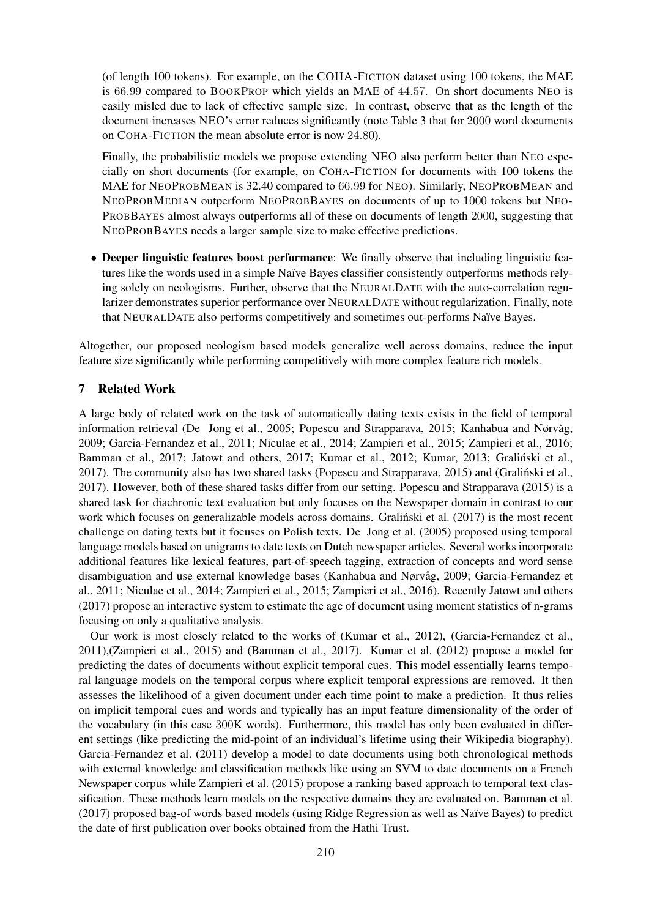(of length 100 tokens). For example, on the COHA-FICTION dataset using 100 tokens, the MAE is 66.99 compared to BOOKPROP which yields an MAE of 44.57. On short documents NEO is easily misled due to lack of effective sample size. In contrast, observe that as the length of the document increases NEO's error reduces significantly (note Table 3 that for 2000 word documents on COHA-FICTION the mean absolute error is now 24.80).

Finally, the probabilistic models we propose extending NEO also perform better than NEO especially on short documents (for example, on COHA-FICTION for documents with 100 tokens the MAE for NEOPROBMEAN is 32.40 compared to 66.99 for NEO). Similarly, NEOPROBMEAN and NEOPROBMEDIAN outperform NEOPROBBAYES on documents of up to 1000 tokens but NEOPROBBAYES almost always outperforms all of these on documents of length 2000, suggesting that NEOPROBBAYES needs a larger sample size to make effective predictions.

- **Deeper linguistic features boost performance**: We finally observe that including linguistic features like the words used in a simple Naïve Bayes classifier consistently outperforms methods relying solely on neologisms. Further, observe that the NEURALDATE with the auto-correlation regularizer demonstrates superior performance over NEURALDATE without regularization. Finally, note that NEURALDATE also performs competitively and sometimes out-performs Naïve Bayes.

Altogether, our proposed neologism based models generalize well across domains, reduce the input feature size significantly while performing competitively with more complex feature rich models.

## 7 Related Work

A large body of related work on the task of automatically dating texts exists in the field of temporal information retrieval (De Jong et al., 2005; Popescu and Strapparava, 2015; Kanhabua and Nørvåg, 2009; Garcia-Fernandez et al., 2011; Niculae et al., 2014; Zampieri et al., 2015; Zampieri et al., 2016; Bamman et al., 2017; Jatowt and others, 2017; Kumar et al., 2012; Kumar, 2013; Graliński et al., 2017). The community also has two shared tasks (Popescu and Strapparava, 2015) and (Graliński et al., 2017). However, both of these shared tasks differ from our setting. Popescu and Strapparava (2015) is a shared task for diachronic text evaluation but only focuses on the Newspaper domain in contrast to our work which focuses on generalizable models across domains. Graliński et al. (2017) is the most recent challenge on dating texts but it focuses on Polish texts. De Jong et al. (2005) proposed using temporal language models based on unigrams to date texts on Dutch newspaper articles. Several works incorporate additional features like lexical features, part-of-speech tagging, extraction of concepts and word sense disambiguation and use external knowledge bases (Kanhabua and Nørvåg, 2009; Garcia-Fernandez et al., 2011; Niculae et al., 2014; Zampieri et al., 2015; Zampieri et al., 2016). Recently Jatowt and others (2017) propose an interactive system to estimate the age of document using moment statistics of n-grams focusing on only a qualitative analysis.

Our work is most closely related to the works of (Kumar et al., 2012), (Garcia-Fernandez et al., 2011),(Zampieri et al., 2015) and (Bamman et al., 2017). Kumar et al. (2012) propose a model for predicting the dates of documents without explicit temporal cues. This model essentially learns temporal language models on the temporal corpus where explicit temporal expressions are removed. It then assesses the likelihood of a given document under each time point to make a prediction. It thus relies on implicit temporal cues and words and typically has an input feature dimensionality of the order of the vocabulary (in this case 300K words). Furthermore, this model has only been evaluated in different settings (like predicting the mid-point of an individual's lifetime using their Wikipedia biography). Garcia-Fernandez et al. (2011) develop a model to date documents using both chronological methods with external knowledge and classification methods like using an SVM to date documents on a French Newspaper corpus while Zampieri et al. (2015) propose a ranking based approach to temporal text classification. These methods learn models on the respective domains they are evaluated on. Bamman et al. (2017) proposed bag-of words based models (using Ridge Regression as well as Naïve Bayes) to predict the date of first publication over books obtained from the Hathi Trust.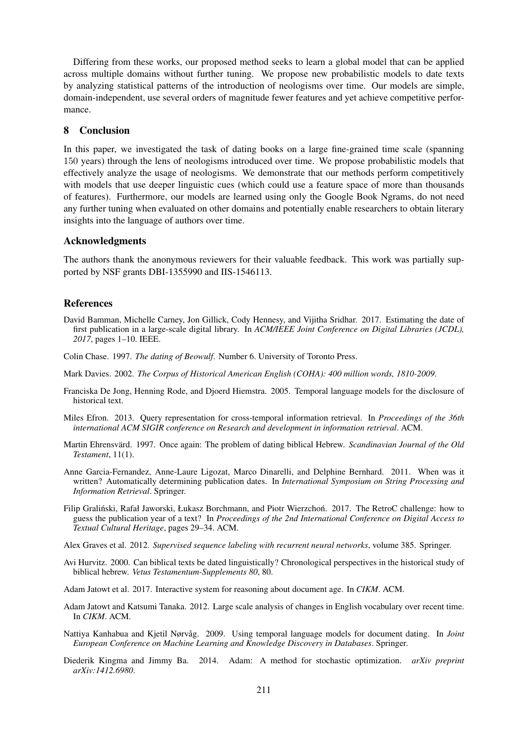Differing from these works, our proposed method seeks to learn a global model that can be applied across multiple domains without further tuning. We propose new probabilistic models to date texts by analyzing statistical patterns of the introduction of neologisms over time. Our models are simple, domain-independent, use several orders of magnitude fewer features and yet achieve competitive performance.

## 8 Conclusion

In this paper, we investigated the task of dating books on a large fine-grained time scale (spanning 150 years) through the lens of neologisms introduced over time. We propose probabilistic models that effectively analyze the usage of neologisms. We demonstrate that our methods perform competitively with models that use deeper linguistic cues (which could use a feature space of more than thousands of features). Furthermore, our models are learned using only the Google Book Ngrams, do not need any further tuning when evaluated on other domains and potentially enable researchers to obtain literary insights into the language of authors over time.

## Acknowledgments

The authors thank the anonymous reviewers for their valuable feedback. This work was partially supported by NSF grants DBI-1355990 and IIS-1546113.

## References

David Bamman, Michelle Carney, Jon Gillick, Cody Hennesy, and Vijitha Sridhar. 2017. Estimating the date of first publication in a large-scale digital library. In *ACM/IEEE Joint Conference on Digital Libraries (JCDL), 2017*, pages 1–10. IEEE.

Colin Chase. 1997. *The dating of Beowulf*. Number 6. University of Toronto Press.

Mark Davies. 2002. *The Corpus of Historical American English (COHA): 400 million words, 1810-2009*.

Franciska De Jong, Henning Rode, and Djoerd Hiemstra. 2005. Temporal language models for the disclosure of historical text.

Miles Efron. 2013. Query representation for cross-temporal information retrieval. In *Proceedings of the 36th international ACM SIGIR conference on Research and development in information retrieval*. ACM.

Martin Ehrensvärd. 1997. Once again: The problem of dating biblical Hebrew. *Scandinavian Journal of the Old Testament*, 11(1).

Anne Garcia-Fernandez, Anne-Laure Ligozat, Marco Dinarelli, and Delphine Bernhard. 2011. When was it written? Automatically determining publication dates. In *International Symposium on String Processing and Information Retrieval*. Springer.

Filip Graliński, Rafał Jaworski, Łukasz Borchmann, and Piotr Wierzchoń. 2017. The RetroC challenge: how to guess the publication year of a text? In *Proceedings of the 2nd International Conference on Digital Access to Textual Cultural Heritage*, pages 29–34. ACM.

Alex Graves et al. 2012. *Supervised sequence labeling with recurrent neural networks*, volume 385. Springer.

Avi Hurvitz. 2000. Can biblical texts be dated linguistically? Chronological perspectives in the historical study of biblical hebrew. *Vetus Testamentum-Supplements 80*, 80.

Adam Jatowt et al. 2017. Interactive system for reasoning about document age. In *CIKM*. ACM.

Adam Jatowt and Katsumi Tanaka. 2012. Large scale analysis of changes in English vocabulary over recent time. In *CIKM*. ACM.

Nattiya Kanhabua and Kjetil Nørvåg. 2009. Using temporal language models for document dating. In *Joint European Conference on Machine Learning and Knowledge Discovery in Databases*. Springer.

Diederik Kingma and Jimmy Ba. 2014. Adam: A method for stochastic optimization. *arXiv preprint arXiv:1412.6980*.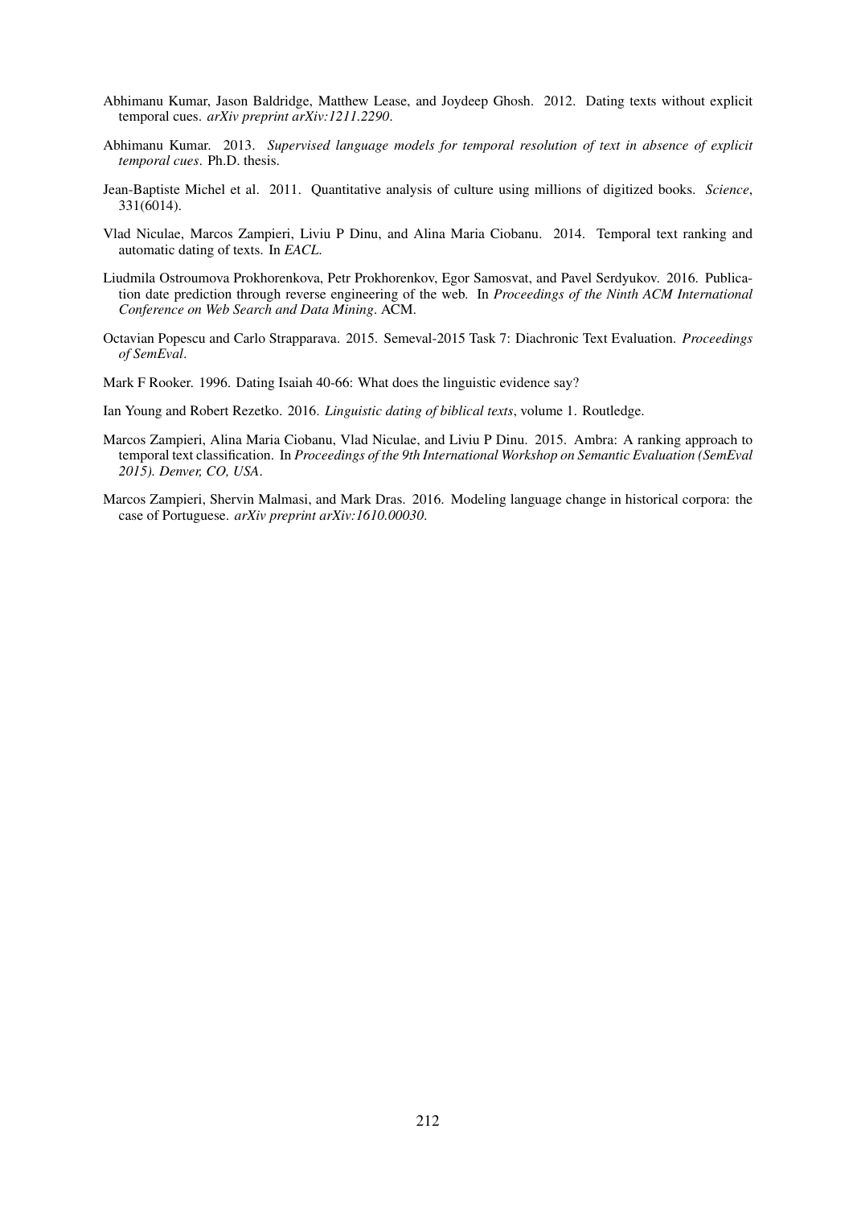Abhimanu Kumar, Jason Baldridge, Matthew Lease, and Joydeep Ghosh. 2012. Dating texts without explicit temporal cues. *arXiv preprint arXiv:1211.2290*.

Abhimanu Kumar. 2013. *Supervised language models for temporal resolution of text in absence of explicit temporal cues*. Ph.D. thesis.

Jean-Baptiste Michel et al. 2011. Quantitative analysis of culture using millions of digitized books. *Science*, 331(6014).

Vlad Niculae, Marcos Zampieri, Liviu P Dinu, and Alina Maria Ciobanu. 2014. Temporal text ranking and automatic dating of texts. In *EACL*.

Liudmila Ostroumova Prokhorenkova, Petr Prokhorenkov, Egor Samosvat, and Pavel Serdyukov. 2016. Publication date prediction through reverse engineering of the web. In *Proceedings of the Ninth ACM International Conference on Web Search and Data Mining*. ACM.

Octavian Popescu and Carlo Strapparava. 2015. Semeval-2015 Task 7: Diachronic Text Evaluation. *Proceedings of SemEval*.

Mark F Rooker. 1996. Dating Isaiah 40-66: What does the linguistic evidence say?

Ian Young and Robert Rezetko. 2016. *Linguistic dating of biblical texts*, volume 1. Routledge.

Marcos Zampieri, Alina Maria Ciobanu, Vlad Niculae, and Liviu P Dinu. 2015. Ambra: A ranking approach to temporal text classification. In *Proceedings of the 9th International Workshop on Semantic Evaluation (SemEval 2015). Denver, CO, USA*.

Marcos Zampieri, Shervin Malmasi, and Mark Dras. 2016. Modeling language change in historical corpora: the case of Portuguese. *arXiv preprint arXiv:1610.00030*.